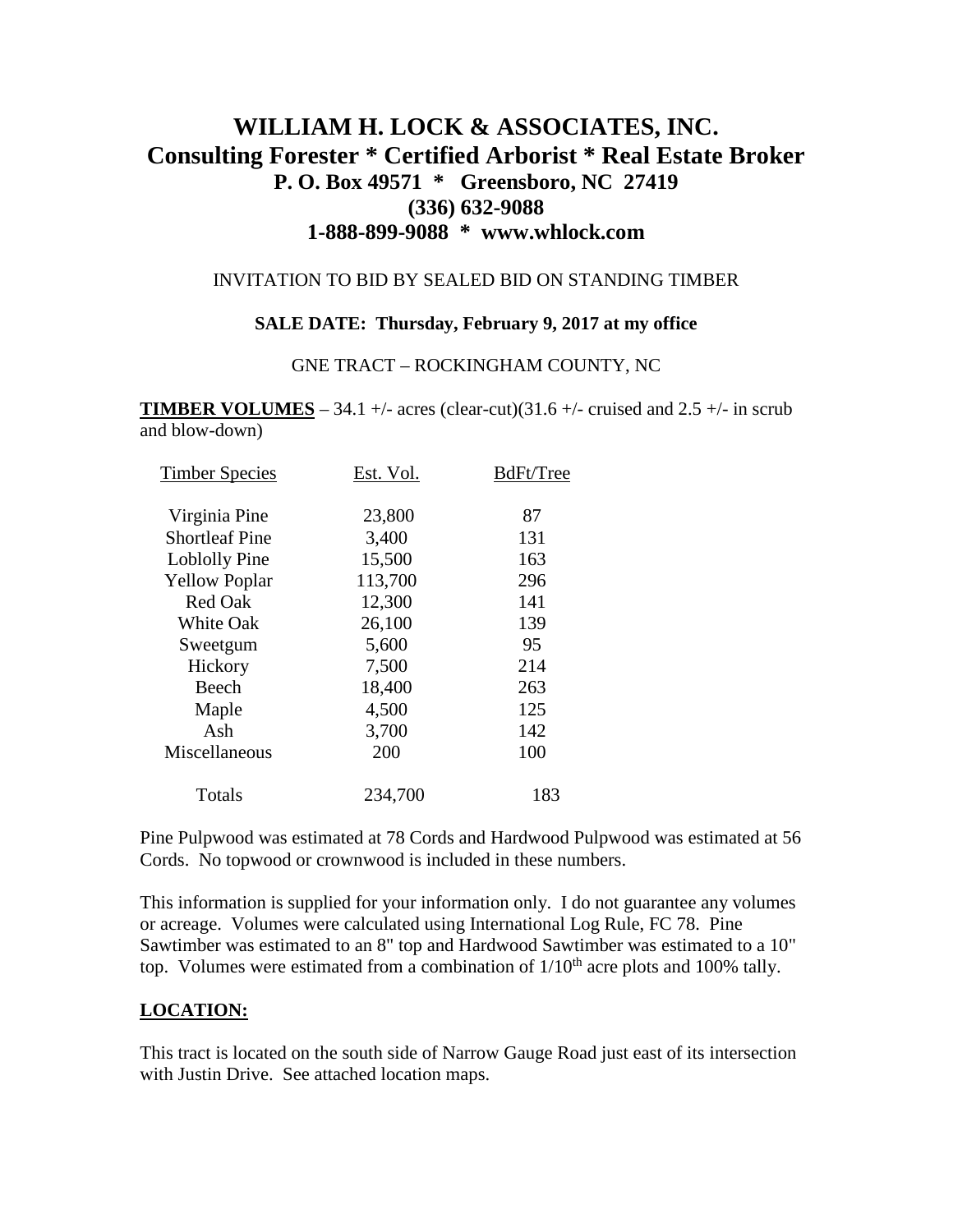# WILLIAM H. LOCK & ASSOCIATES, INC.
## Consulting Forester * Certified Arborist * Real Estate Broker
### P. O. Box 49571 * Greensboro, NC 27419
### (336) 632-9088
### 1-888-899-9088 * www.whlock.com

INVITATION TO BID BY SEALED BID ON STANDING TIMBER

**SALE DATE: Thursday, February 9, 2017 at my office**

GNE TRACT – ROCKINGHAM COUNTY, NC

**TIMBER VOLUMES** – 34.1 +/- acres (clear-cut)(31.6 +/- cruised and 2.5 +/- in scrub and blow-down)

| Timber Species | Est. Vol. | BdFt/Tree |
|---|---|---|
| Virginia Pine | 23,800 | 87 |
| Shortleaf Pine | 3,400 | 131 |
| Loblolly Pine | 15,500 | 163 |
| Yellow Poplar | 113,700 | 296 |
| Red Oak | 12,300 | 141 |
| White Oak | 26,100 | 139 |
| Sweetgum | 5,600 | 95 |
| Hickory | 7,500 | 214 |
| Beech | 18,400 | 263 |
| Maple | 4,500 | 125 |
| Ash | 3,700 | 142 |
| Miscellaneous | 200 | 100 |
| Totals | 234,700 | 183 |

Pine Pulpwood was estimated at 78 Cords and Hardwood Pulpwood was estimated at 56 Cords. No topwood or crownwood is included in these numbers.

This information is supplied for your information only. I do not guarantee any volumes or acreage. Volumes were calculated using International Log Rule, FC 78. Pine Sawtimber was estimated to an 8" top and Hardwood Sawtimber was estimated to a 10" top. Volumes were estimated from a combination of 1/10th acre plots and 100% tally.

**LOCATION:**

This tract is located on the south side of Narrow Gauge Road just east of its intersection with Justin Drive. See attached location maps.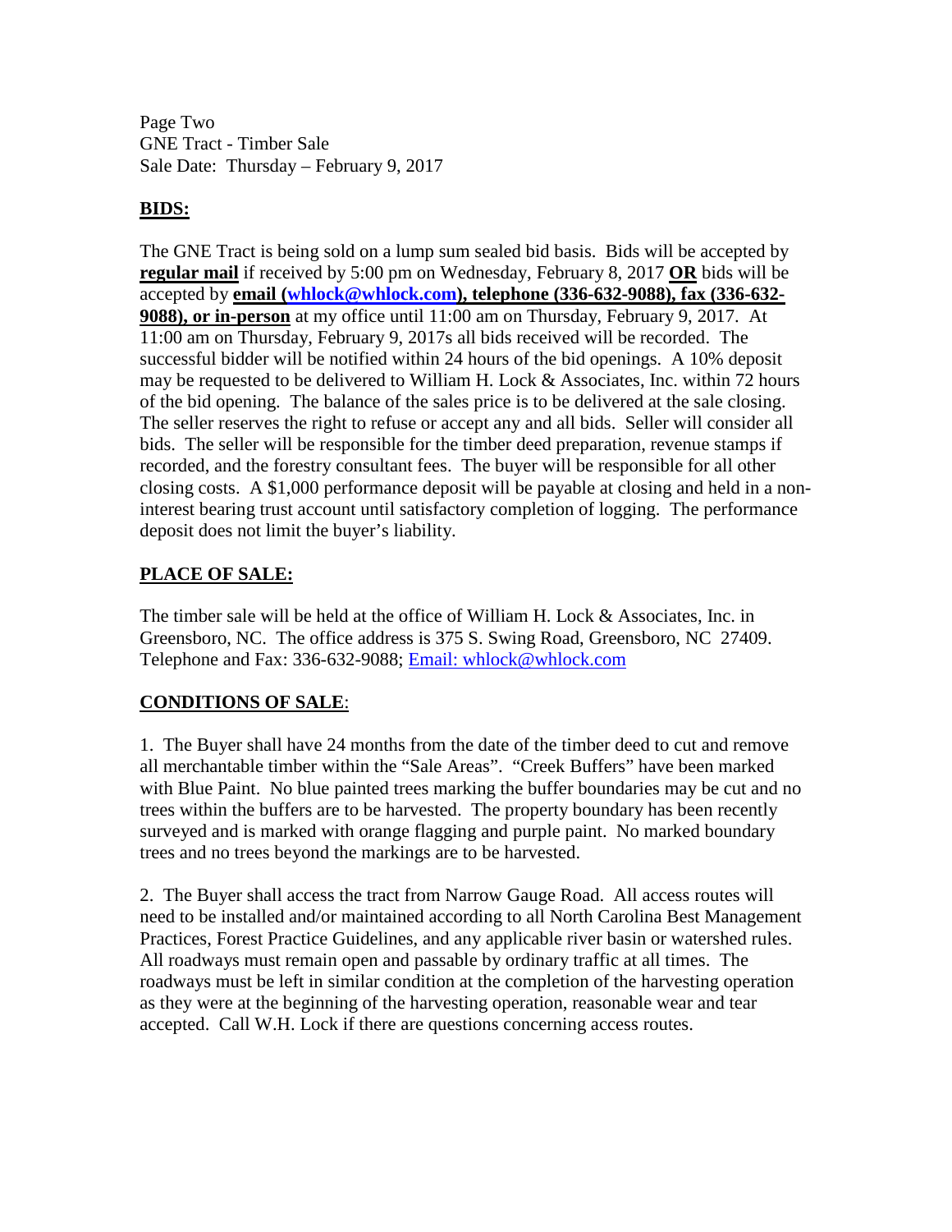Page Two
GNE Tract - Timber Sale
Sale Date: Thursday – February 9, 2017

## BIDS:

The GNE Tract is being sold on a lump sum sealed bid basis. Bids will be accepted by **regular mail** if received by 5:00 pm on Wednesday, February 8, 2017 **OR** bids will be accepted by **email (whlock@whlock.com), telephone (336-632-9088), fax (336-632-9088), or in-person** at my office until 11:00 am on Thursday, February 9, 2017. At 11:00 am on Thursday, February 9, 2017s all bids received will be recorded. The successful bidder will be notified within 24 hours of the bid openings. A 10% deposit may be requested to be delivered to William H. Lock & Associates, Inc. within 72 hours of the bid opening. The balance of the sales price is to be delivered at the sale closing. The seller reserves the right to refuse or accept any and all bids. Seller will consider all bids. The seller will be responsible for the timber deed preparation, revenue stamps if recorded, and the forestry consultant fees. The buyer will be responsible for all other closing costs. A $1,000 performance deposit will be payable at closing and held in a non-interest bearing trust account until satisfactory completion of logging. The performance deposit does not limit the buyer's liability.

## PLACE OF SALE:

The timber sale will be held at the office of William H. Lock & Associates, Inc. in Greensboro, NC. The office address is 375 S. Swing Road, Greensboro, NC 27409. Telephone and Fax: 336-632-9088; Email: whlock@whlock.com

## CONDITIONS OF SALE:

1. The Buyer shall have 24 months from the date of the timber deed to cut and remove all merchantable timber within the "Sale Areas". "Creek Buffers" have been marked with Blue Paint. No blue painted trees marking the buffer boundaries may be cut and no trees within the buffers are to be harvested. The property boundary has been recently surveyed and is marked with orange flagging and purple paint. No marked boundary trees and no trees beyond the markings are to be harvested.

2. The Buyer shall access the tract from Narrow Gauge Road. All access routes will need to be installed and/or maintained according to all North Carolina Best Management Practices, Forest Practice Guidelines, and any applicable river basin or watershed rules. All roadways must remain open and passable by ordinary traffic at all times. The roadways must be left in similar condition at the completion of the harvesting operation as they were at the beginning of the harvesting operation, reasonable wear and tear accepted. Call W.H. Lock if there are questions concerning access routes.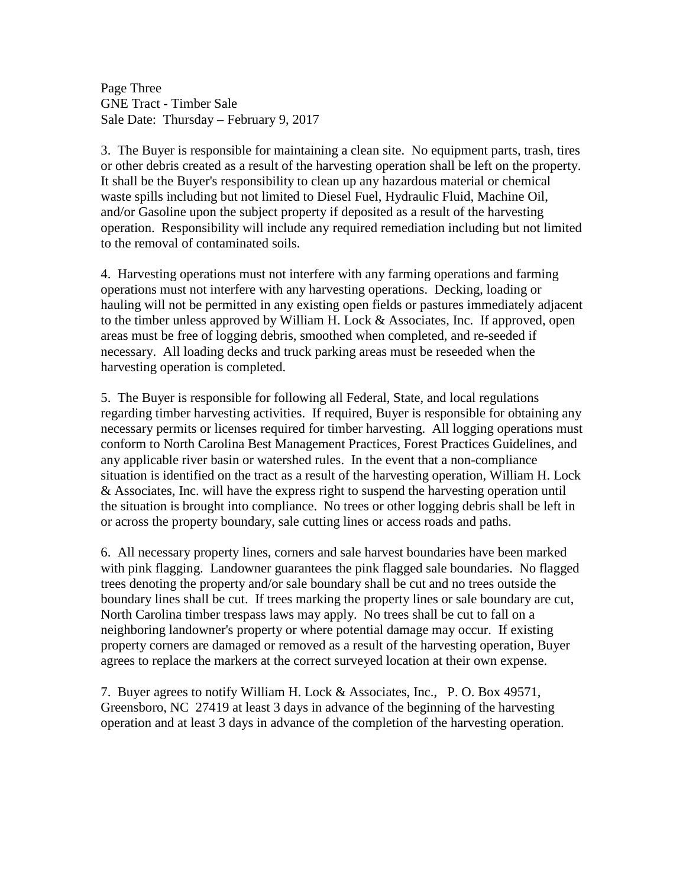3. The Buyer is responsible for maintaining a clean site. No equipment parts, trash, tires or other debris created as a result of the harvesting operation shall be left on the property. It shall be the Buyer's responsibility to clean up any hazardous material or chemical waste spills including but not limited to Diesel Fuel, Hydraulic Fluid, Machine Oil, and/or Gasoline upon the subject property if deposited as a result of the harvesting operation. Responsibility will include any required remediation including but not limited to the removal of contaminated soils.

4. Harvesting operations must not interfere with any farming operations and farming operations must not interfere with any harvesting operations. Decking, loading or hauling will not be permitted in any existing open fields or pastures immediately adjacent to the timber unless approved by William H. Lock & Associates, Inc. If approved, open areas must be free of logging debris, smoothed when completed, and re-seeded if necessary. All loading decks and truck parking areas must be reseeded when the harvesting operation is completed.

5. The Buyer is responsible for following all Federal, State, and local regulations regarding timber harvesting activities. If required, Buyer is responsible for obtaining any necessary permits or licenses required for timber harvesting. All logging operations must conform to North Carolina Best Management Practices, Forest Practices Guidelines, and any applicable river basin or watershed rules. In the event that a non-compliance situation is identified on the tract as a result of the harvesting operation, William H. Lock & Associates, Inc. will have the express right to suspend the harvesting operation until the situation is brought into compliance. No trees or other logging debris shall be left in or across the property boundary, sale cutting lines or access roads and paths.

6. All necessary property lines, corners and sale harvest boundaries have been marked with pink flagging. Landowner guarantees the pink flagged sale boundaries. No flagged trees denoting the property and/or sale boundary shall be cut and no trees outside the boundary lines shall be cut. If trees marking the property lines or sale boundary are cut, North Carolina timber trespass laws may apply. No trees shall be cut to fall on a neighboring landowner's property or where potential damage may occur. If existing property corners are damaged or removed as a result of the harvesting operation, Buyer agrees to replace the markers at the correct surveyed location at their own expense.

7. Buyer agrees to notify William H. Lock & Associates, Inc., P. O. Box 49571, Greensboro, NC 27419 at least 3 days in advance of the beginning of the harvesting operation and at least 3 days in advance of the completion of the harvesting operation.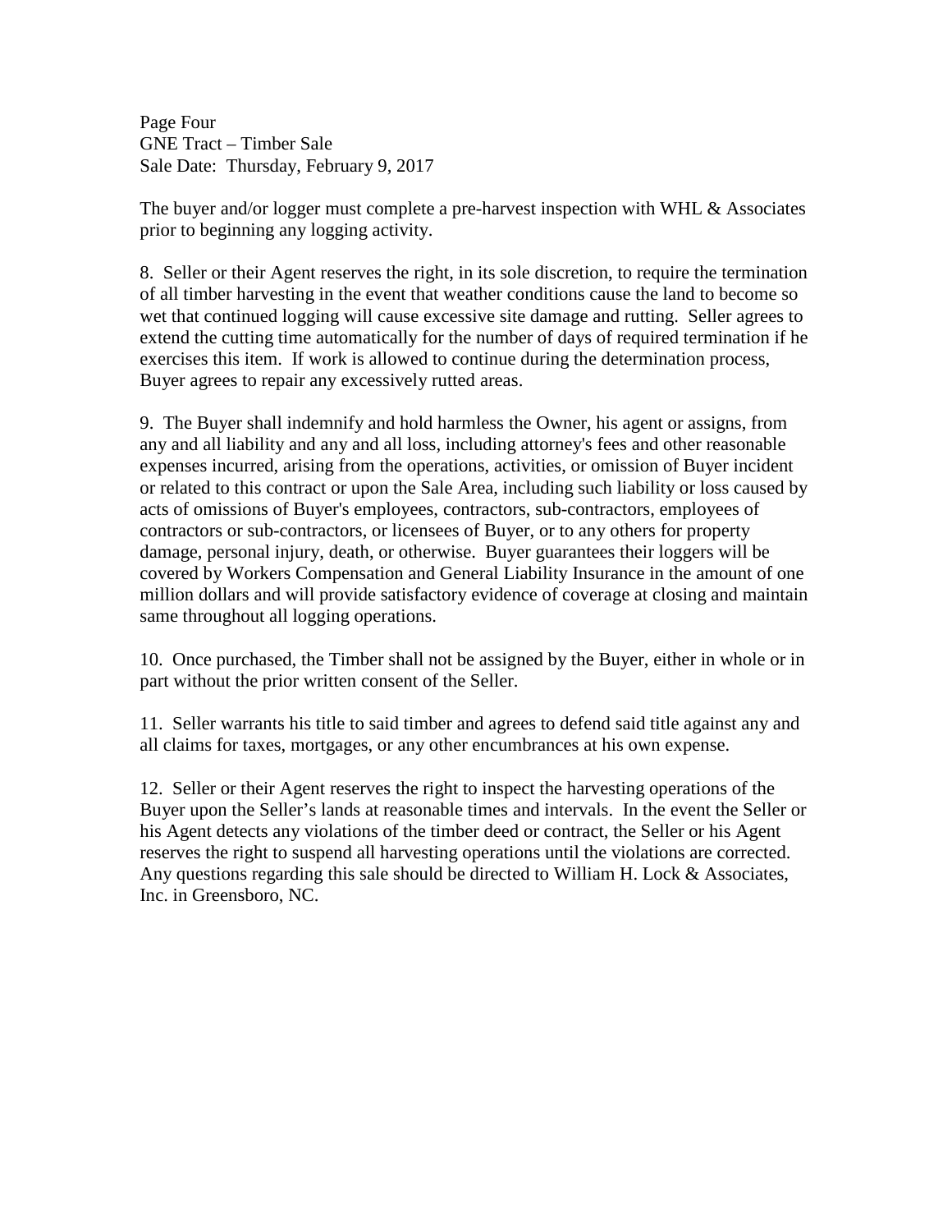The buyer and/or logger must complete a pre-harvest inspection with WHL & Associates prior to beginning any logging activity.

8. Seller or their Agent reserves the right, in its sole discretion, to require the termination of all timber harvesting in the event that weather conditions cause the land to become so wet that continued logging will cause excessive site damage and rutting. Seller agrees to extend the cutting time automatically for the number of days of required termination if he exercises this item. If work is allowed to continue during the determination process, Buyer agrees to repair any excessively rutted areas.

9. The Buyer shall indemnify and hold harmless the Owner, his agent or assigns, from any and all liability and any and all loss, including attorney's fees and other reasonable expenses incurred, arising from the operations, activities, or omission of Buyer incident or related to this contract or upon the Sale Area, including such liability or loss caused by acts of omissions of Buyer's employees, contractors, sub-contractors, employees of contractors or sub-contractors, or licensees of Buyer, or to any others for property damage, personal injury, death, or otherwise. Buyer guarantees their loggers will be covered by Workers Compensation and General Liability Insurance in the amount of one million dollars and will provide satisfactory evidence of coverage at closing and maintain same throughout all logging operations.

10. Once purchased, the Timber shall not be assigned by the Buyer, either in whole or in part without the prior written consent of the Seller.

11. Seller warrants his title to said timber and agrees to defend said title against any and all claims for taxes, mortgages, or any other encumbrances at his own expense.

12. Seller or their Agent reserves the right to inspect the harvesting operations of the Buyer upon the Seller's lands at reasonable times and intervals. In the event the Seller or his Agent detects any violations of the timber deed or contract, the Seller or his Agent reserves the right to suspend all harvesting operations until the violations are corrected. Any questions regarding this sale should be directed to William H. Lock & Associates, Inc. in Greensboro, NC.